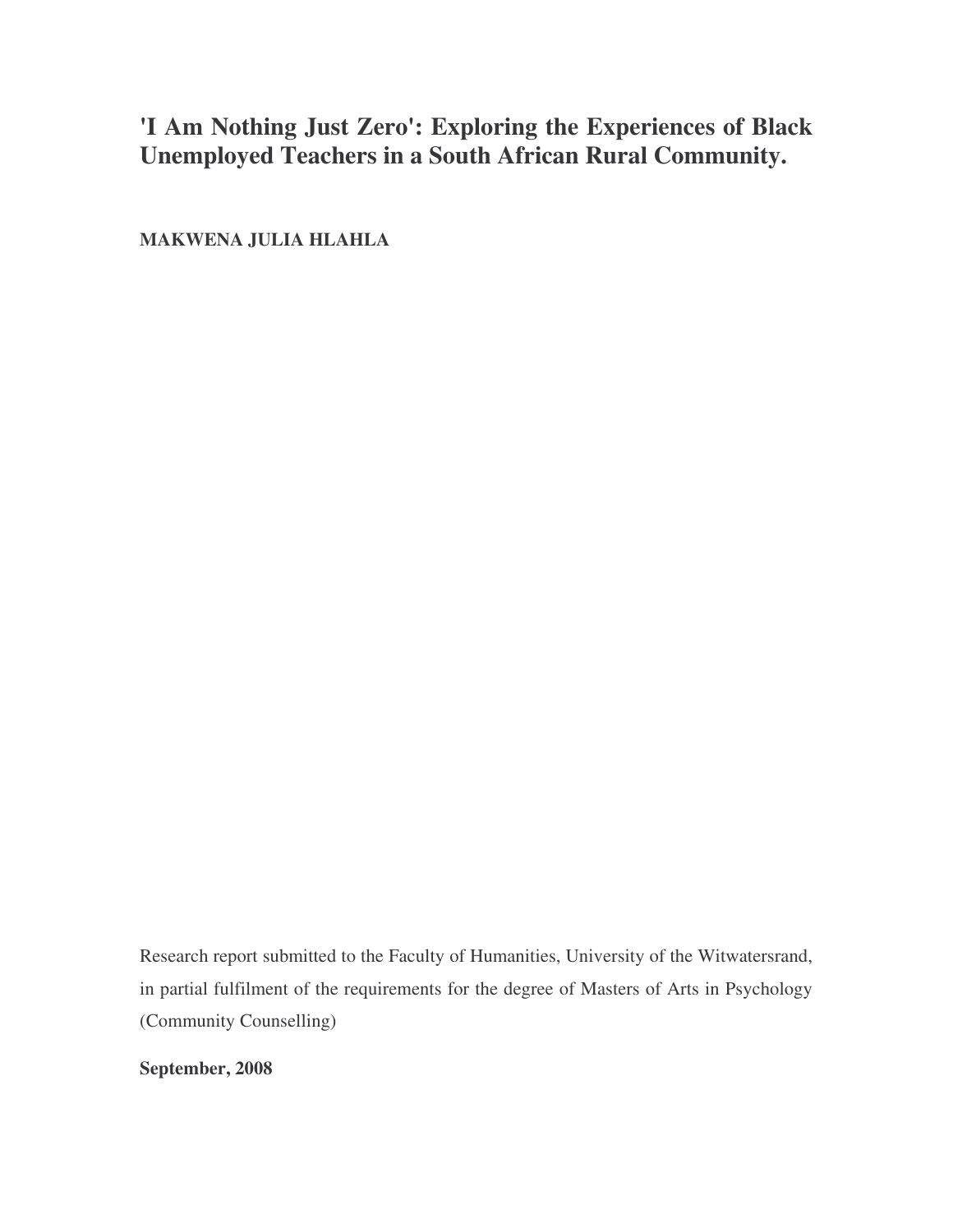# 'I Am Nothing Just Zero': Exploring the Experiences of Black Unemployed Teachers in a South African Rural Community.

**MAKWENA JULIA HLAHLA**

Research report submitted to the Faculty of Humanities, University of the Witwatersrand, in partial fulfilment of the requirements for the degree of Masters of Arts in Psychology (Community Counselling)

**September, 2008**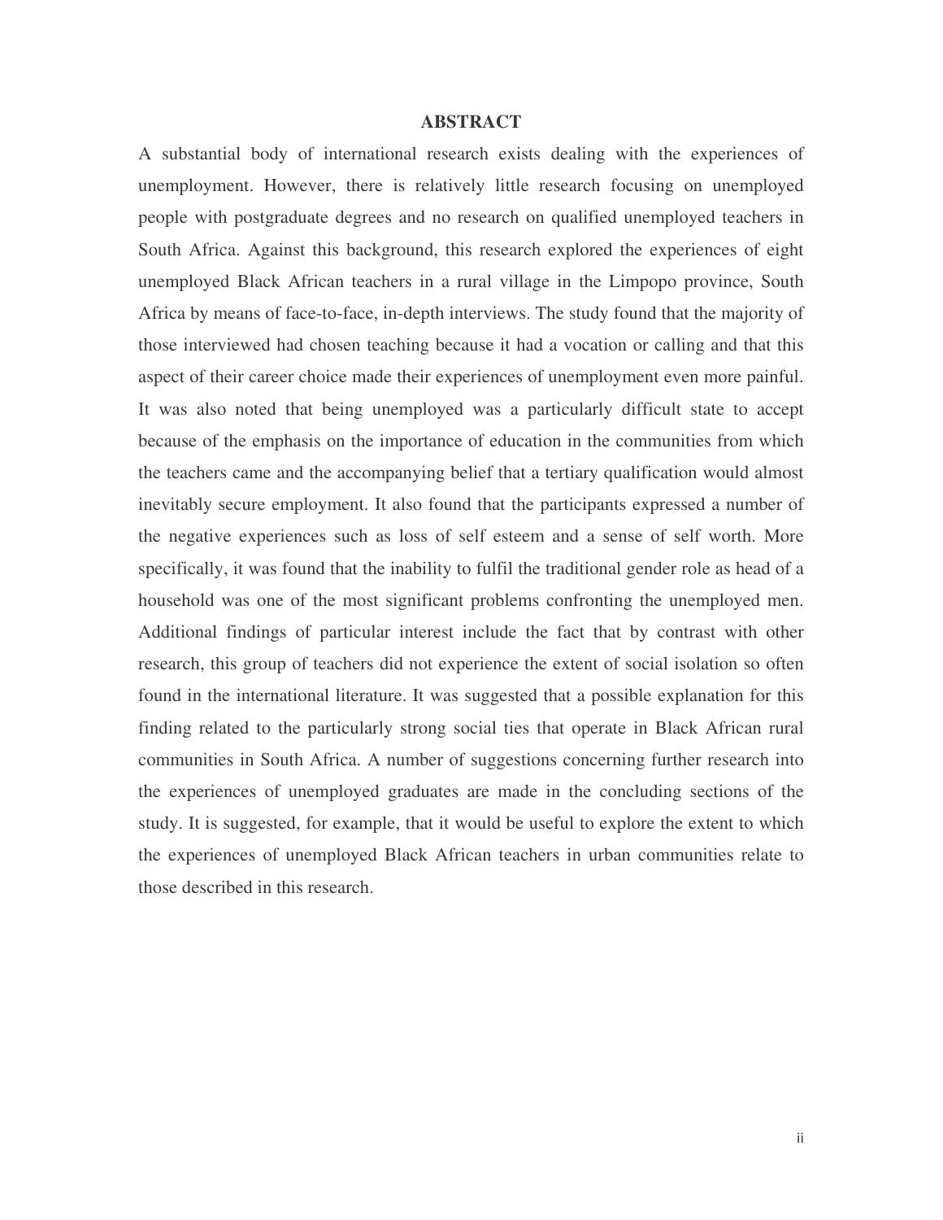## ABSTRACT

A substantial body of international research exists dealing with the experiences of unemployment. However, there is relatively little research focusing on unemployed people with postgraduate degrees and no research on qualified unemployed teachers in South Africa. Against this background, this research explored the experiences of eight unemployed Black African teachers in a rural village in the Limpopo province, South Africa by means of face-to-face, in-depth interviews. The study found that the majority of those interviewed had chosen teaching because it had a vocation or calling and that this aspect of their career choice made their experiences of unemployment even more painful. It was also noted that being unemployed was a particularly difficult state to accept because of the emphasis on the importance of education in the communities from which the teachers came and the accompanying belief that a tertiary qualification would almost inevitably secure employment. It also found that the participants expressed a number of the negative experiences such as loss of self esteem and a sense of self worth. More specifically, it was found that the inability to fulfil the traditional gender role as head of a household was one of the most significant problems confronting the unemployed men. Additional findings of particular interest include the fact that by contrast with other research, this group of teachers did not experience the extent of social isolation so often found in the international literature. It was suggested that a possible explanation for this finding related to the particularly strong social ties that operate in Black African rural communities in South Africa. A number of suggestions concerning further research into the experiences of unemployed graduates are made in the concluding sections of the study. It is suggested, for example, that it would be useful to explore the extent to which the experiences of unemployed Black African teachers in urban communities relate to those described in this research.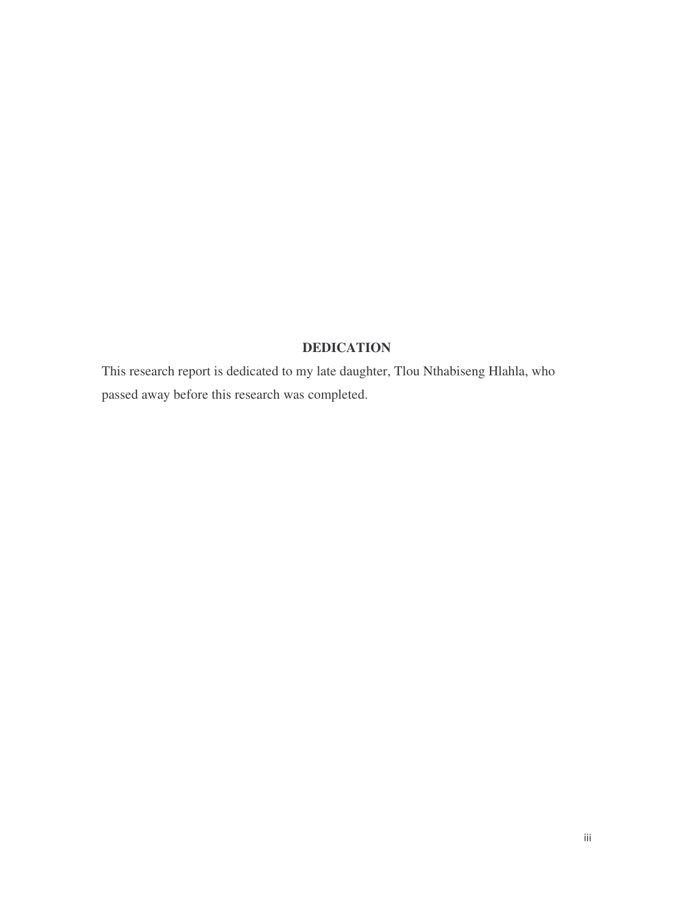# DEDICATION

This research report is dedicated to my late daughter, Tlou Nthabiseng Hlahla, who passed away before this research was completed.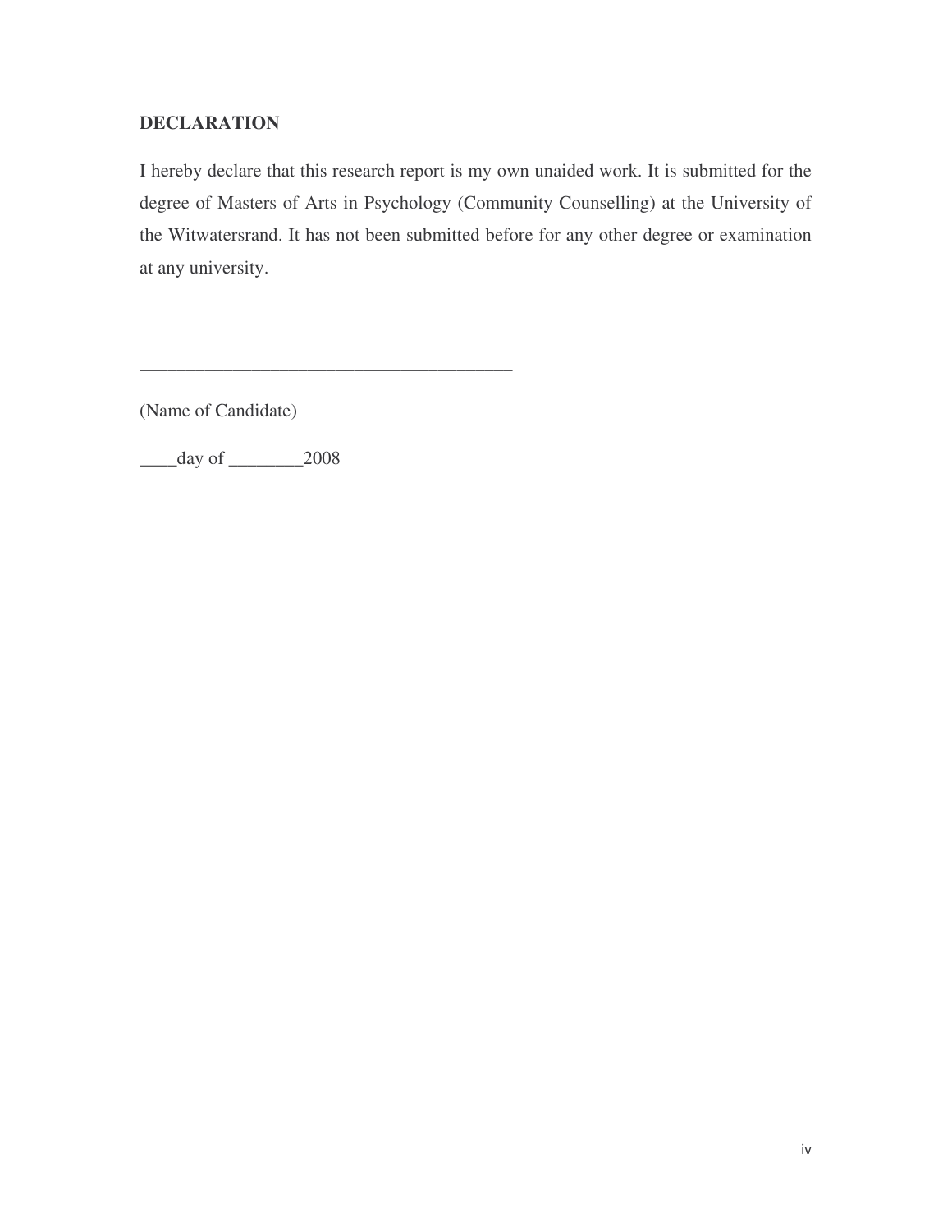**DECLARATION**

I hereby declare that this research report is my own unaided work. It is submitted for the degree of Masters of Arts in Psychology (Community Counselling) at the University of the Witwatersrand. It has not been submitted before for any other degree or examination at any university.

_______________________________________

(Name of Candidate)

____day of ________2008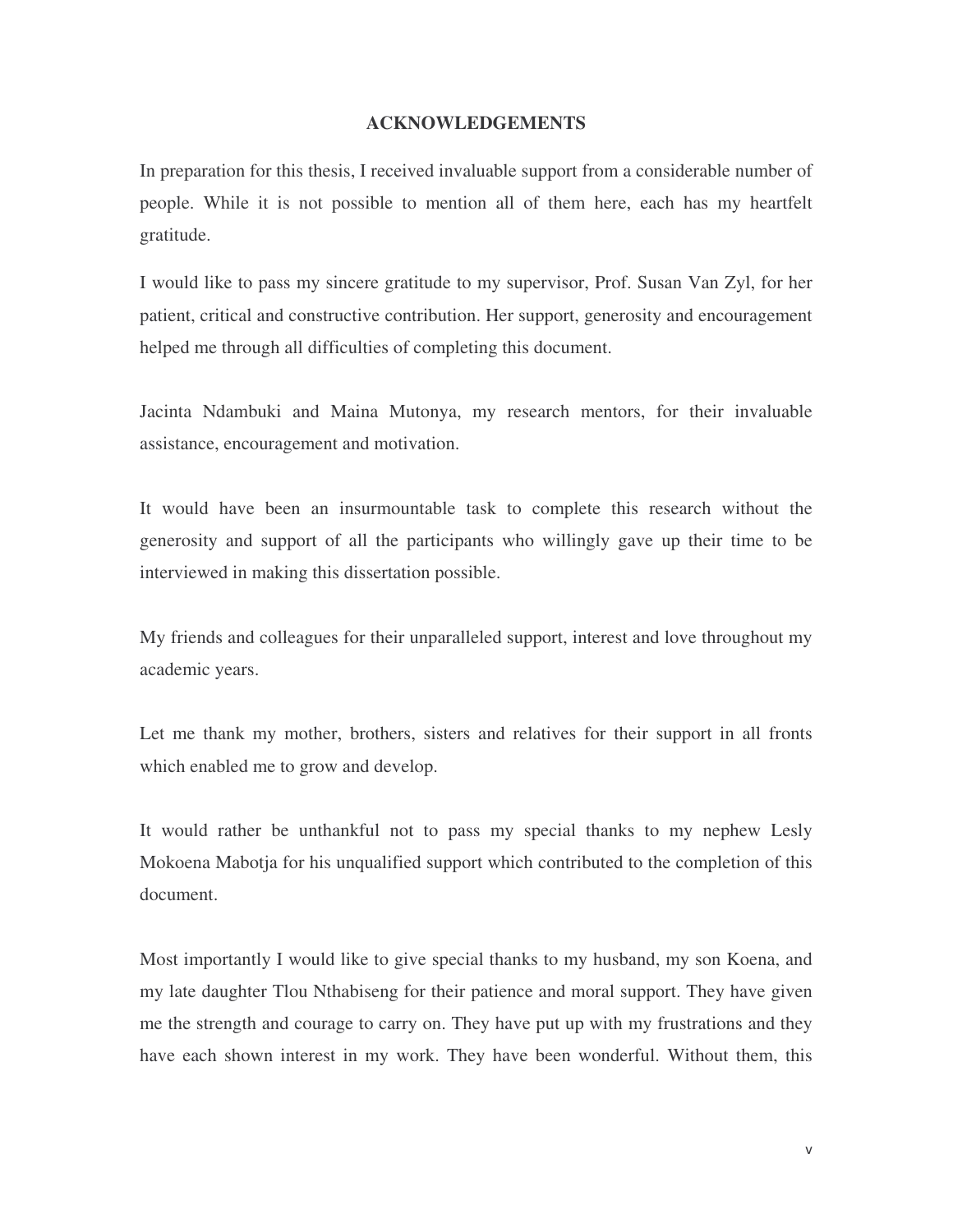## ACKNOWLEDGEMENTS

In preparation for this thesis, I received invaluable support from a considerable number of people. While it is not possible to mention all of them here, each has my heartfelt gratitude.

I would like to pass my sincere gratitude to my supervisor, Prof. Susan Van Zyl, for her patient, critical and constructive contribution. Her support, generosity and encouragement helped me through all difficulties of completing this document.

Jacinta Ndambuki and Maina Mutonya, my research mentors, for their invaluable assistance, encouragement and motivation.

It would have been an insurmountable task to complete this research without the generosity and support of all the participants who willingly gave up their time to be interviewed in making this dissertation possible.

My friends and colleagues for their unparalleled support, interest and love throughout my academic years.

Let me thank my mother, brothers, sisters and relatives for their support in all fronts which enabled me to grow and develop.

It would rather be unthankful not to pass my special thanks to my nephew Lesly Mokoena Mabotja for his unqualified support which contributed to the completion of this document.

Most importantly I would like to give special thanks to my husband, my son Koena, and my late daughter Tlou Nthabiseng for their patience and moral support. They have given me the strength and courage to carry on. They have put up with my frustrations and they have each shown interest in my work. They have been wonderful. Without them, this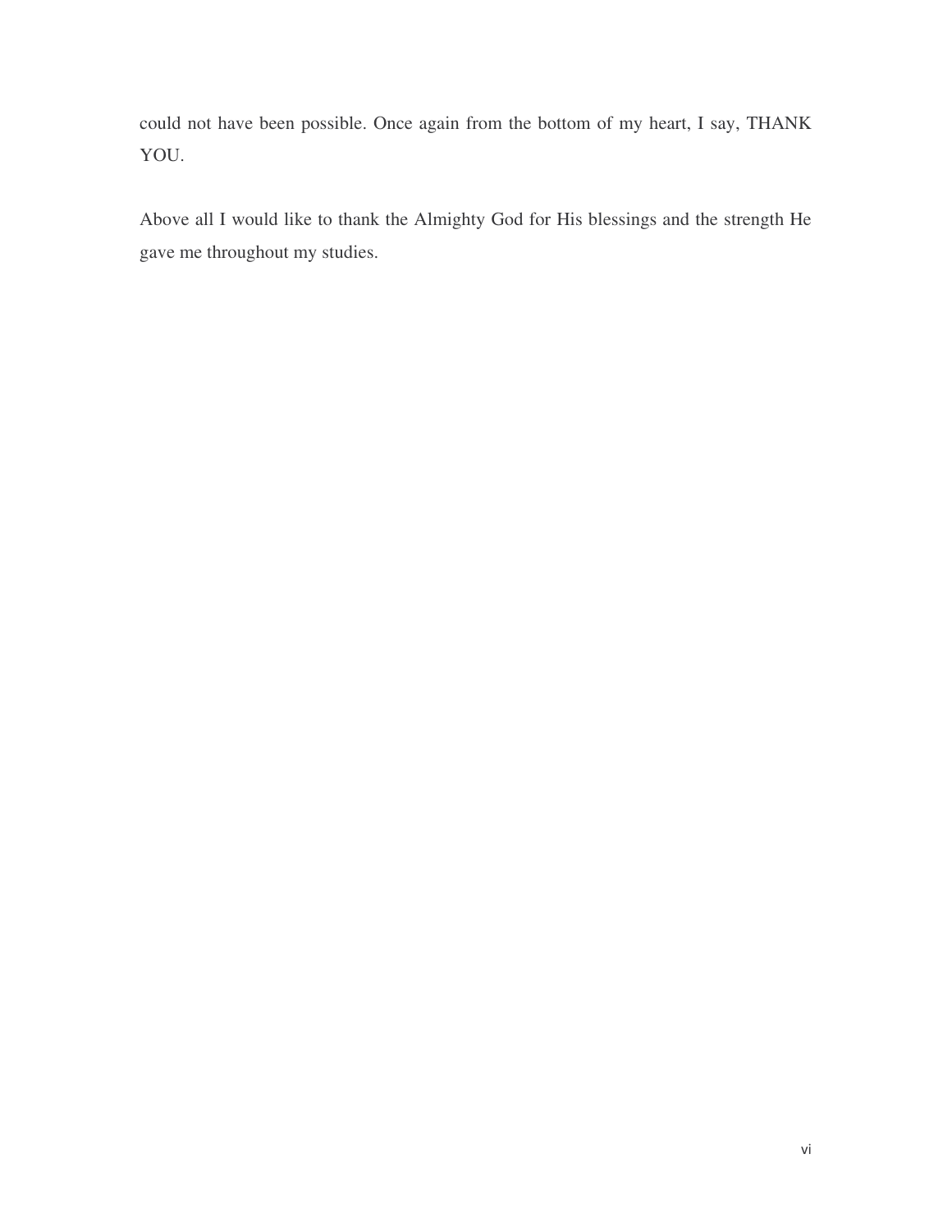could not have been possible. Once again from the bottom of my heart, I say, THANK YOU.

Above all I would like to thank the Almighty God for His blessings and the strength He gave me throughout my studies.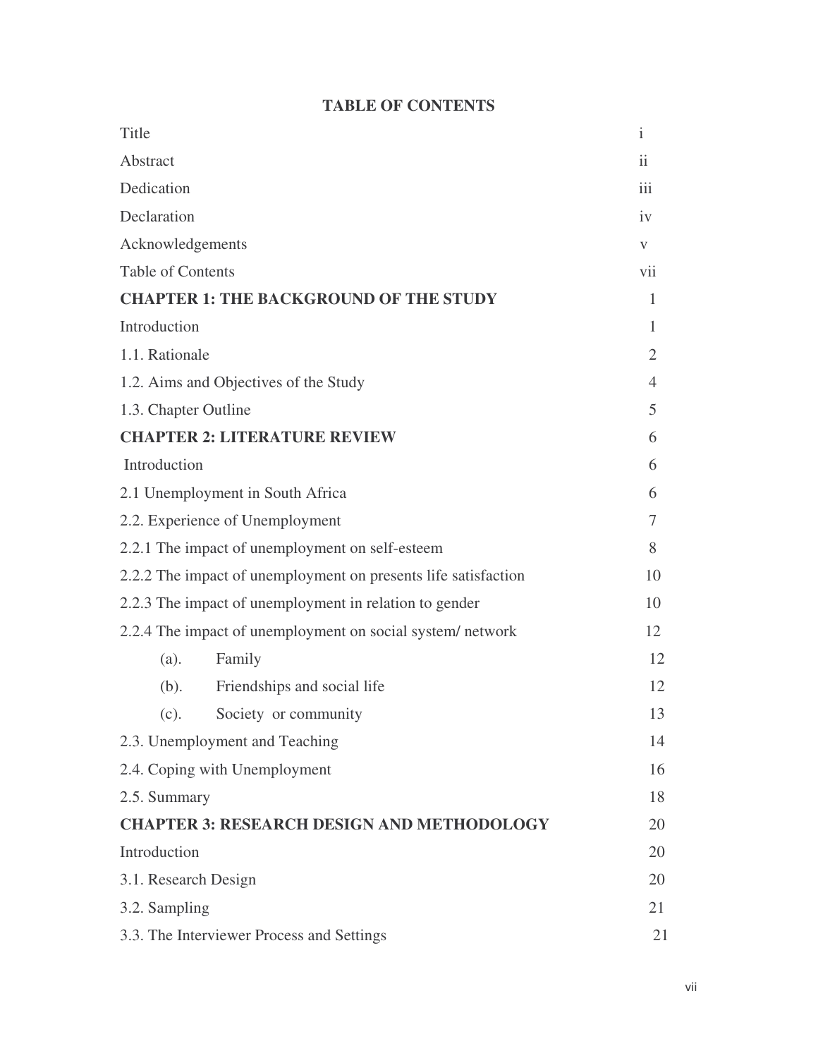# TABLE OF CONTENTS

| | |
|---|---|
| Title | i |
| Abstract | ii |
| Dedication | iii |
| Declaration | iv |
| Acknowledgements | v |
| Table of Contents | vii |
| **CHAPTER 1: THE BACKGROUND OF THE STUDY** | 1 |
| Introduction | 1 |
| 1.1. Rationale | 2 |
| 1.2. Aims and Objectives of the Study | 4 |
| 1.3. Chapter Outline | 5 |
| **CHAPTER 2: LITERATURE REVIEW** | 6 |
| Introduction | 6 |
| 2.1 Unemployment in South Africa | 6 |
| 2.2. Experience of Unemployment | 7 |
| 2.2.1 The impact of unemployment on self-esteem | 8 |
| 2.2.2 The impact of unemployment on presents life satisfaction | 10 |
| 2.2.3 The impact of unemployment in relation to gender | 10 |
| 2.2.4 The impact of unemployment on social system/ network | 12 |
| (a). Family | 12 |
| (b). Friendships and social life | 12 |
| (c). Society or community | 13 |
| 2.3. Unemployment and Teaching | 14 |
| 2.4. Coping with Unemployment | 16 |
| 2.5. Summary | 18 |
| **CHAPTER 3: RESEARCH DESIGN AND METHODOLOGY** | 20 |
| Introduction | 20 |
| 3.1. Research Design | 20 |
| 3.2. Sampling | 21 |
| 3.3. The Interviewer Process and Settings | 21 |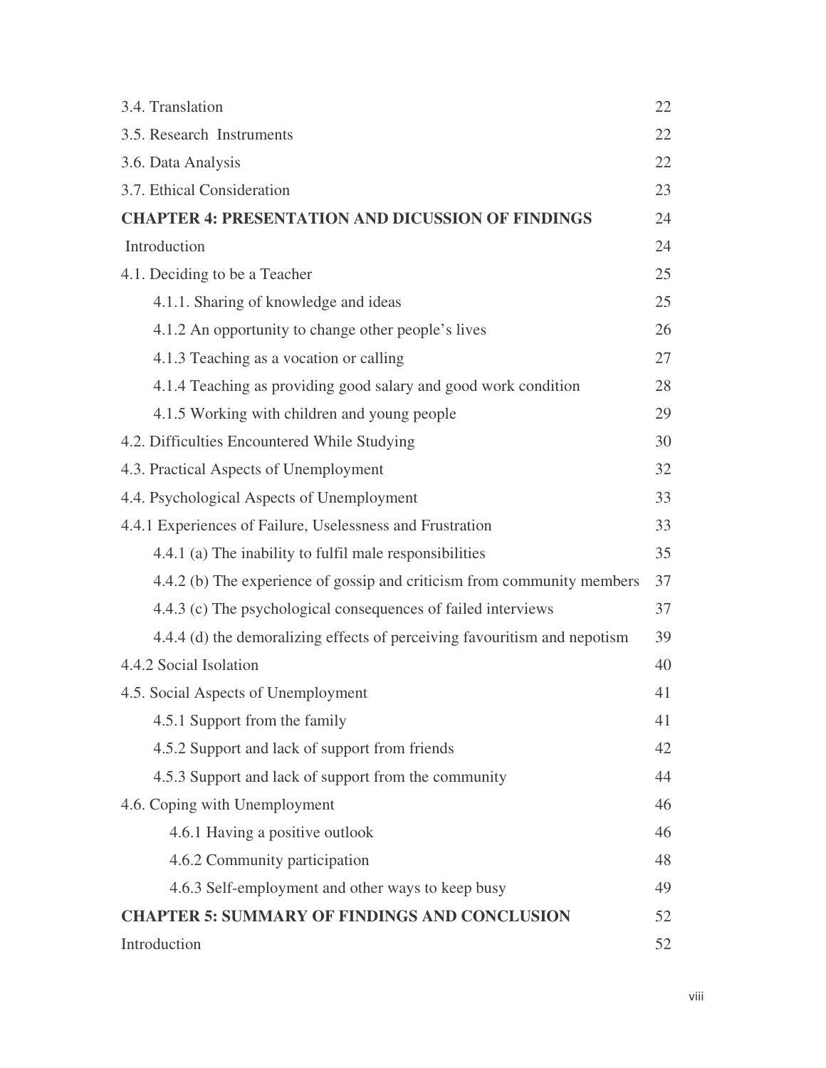| | |
|---|---|
| 3.4. Translation | 22 |
| 3.5. Research Instruments | 22 |
| 3.6. Data Analysis | 22 |
| 3.7. Ethical Consideration | 23 |
| **CHAPTER 4: PRESENTATION AND DICUSSION OF FINDINGS** | 24 |
| Introduction | 24 |
| 4.1. Deciding to be a Teacher | 25 |
| 4.1.1. Sharing of knowledge and ideas | 25 |
| 4.1.2 An opportunity to change other people's lives | 26 |
| 4.1.3 Teaching as a vocation or calling | 27 |
| 4.1.4 Teaching as providing good salary and good work condition | 28 |
| 4.1.5 Working with children and young people | 29 |
| 4.2. Difficulties Encountered While Studying | 30 |
| 4.3. Practical Aspects of Unemployment | 32 |
| 4.4. Psychological Aspects of Unemployment | 33 |
| 4.4.1 Experiences of Failure, Uselessness and Frustration | 33 |
| 4.4.1 (a) The inability to fulfil male responsibilities | 35 |
| 4.4.2 (b) The experience of gossip and criticism from community members | 37 |
| 4.4.3 (c) The psychological consequences of failed interviews | 37 |
| 4.4.4 (d) the demoralizing effects of perceiving favouritism and nepotism | 39 |
| 4.4.2 Social Isolation | 40 |
| 4.5. Social Aspects of Unemployment | 41 |
| 4.5.1 Support from the family | 41 |
| 4.5.2 Support and lack of support from friends | 42 |
| 4.5.3 Support and lack of support from the community | 44 |
| 4.6. Coping with Unemployment | 46 |
| 4.6.1 Having a positive outlook | 46 |
| 4.6.2 Community participation | 48 |
| 4.6.3 Self-employment and other ways to keep busy | 49 |
| **CHAPTER 5: SUMMARY OF FINDINGS AND CONCLUSION** | 52 |
| Introduction | 52 |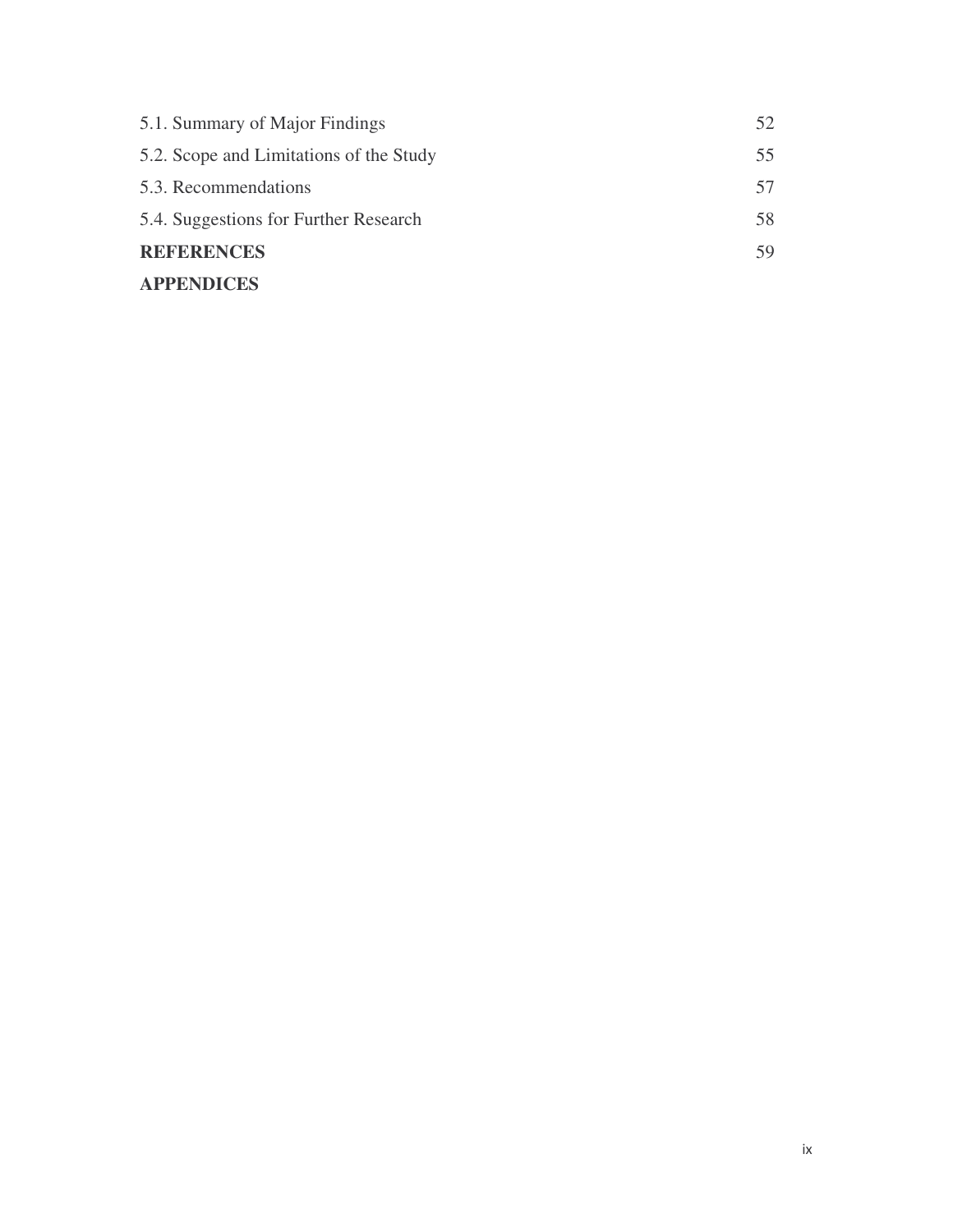| | |
|---|---|
| 5.1. Summary of Major Findings | 52 |
| 5.2. Scope and Limitations of the Study | 55 |
| 5.3. Recommendations | 57 |
| 5.4. Suggestions for Further Research | 58 |
| **REFERENCES** | 59 |
| **APPENDICES** | |